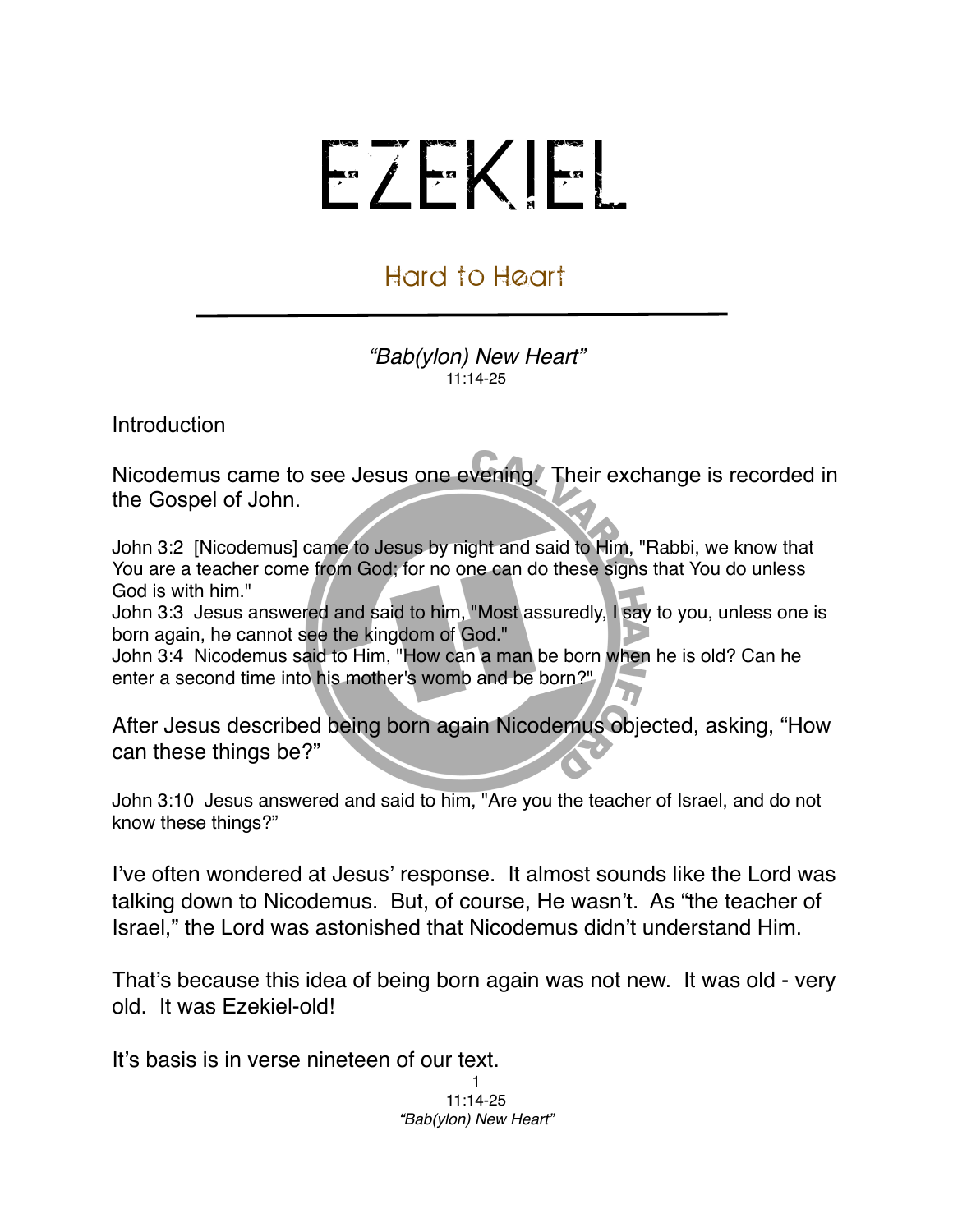# EZEKIEL

## Hard to Heart

*"Bab(ylon) New Heart"*
11:14-25

Introduction

Nicodemus came to see Jesus one evening. Their exchange is recorded in the Gospel of John.

John 3:2 [Nicodemus] came to Jesus by night and said to Him, "Rabbi, we know that You are a teacher come from God; for no one can do these signs that You do unless God is with him."
John 3:3 Jesus answered and said to him, "Most assuredly, I say to you, unless one is born again, he cannot see the kingdom of God."
John 3:4 Nicodemus said to Him, "How can a man be born when he is old? Can he enter a second time into his mother's womb and be born?"

After Jesus described being born again Nicodemus objected, asking, "How can these things be?"

John 3:10 Jesus answered and said to him, "Are you the teacher of Israel, and do not know these things?"

I've often wondered at Jesus' response. It almost sounds like the Lord was talking down to Nicodemus. But, of course, He wasn't. As "the teacher of Israel," the Lord was astonished that Nicodemus didn't understand Him.

That's because this idea of being born again was not new. It was old - very old. It was Ezekiel-old!

It's basis is in verse nineteen of our text.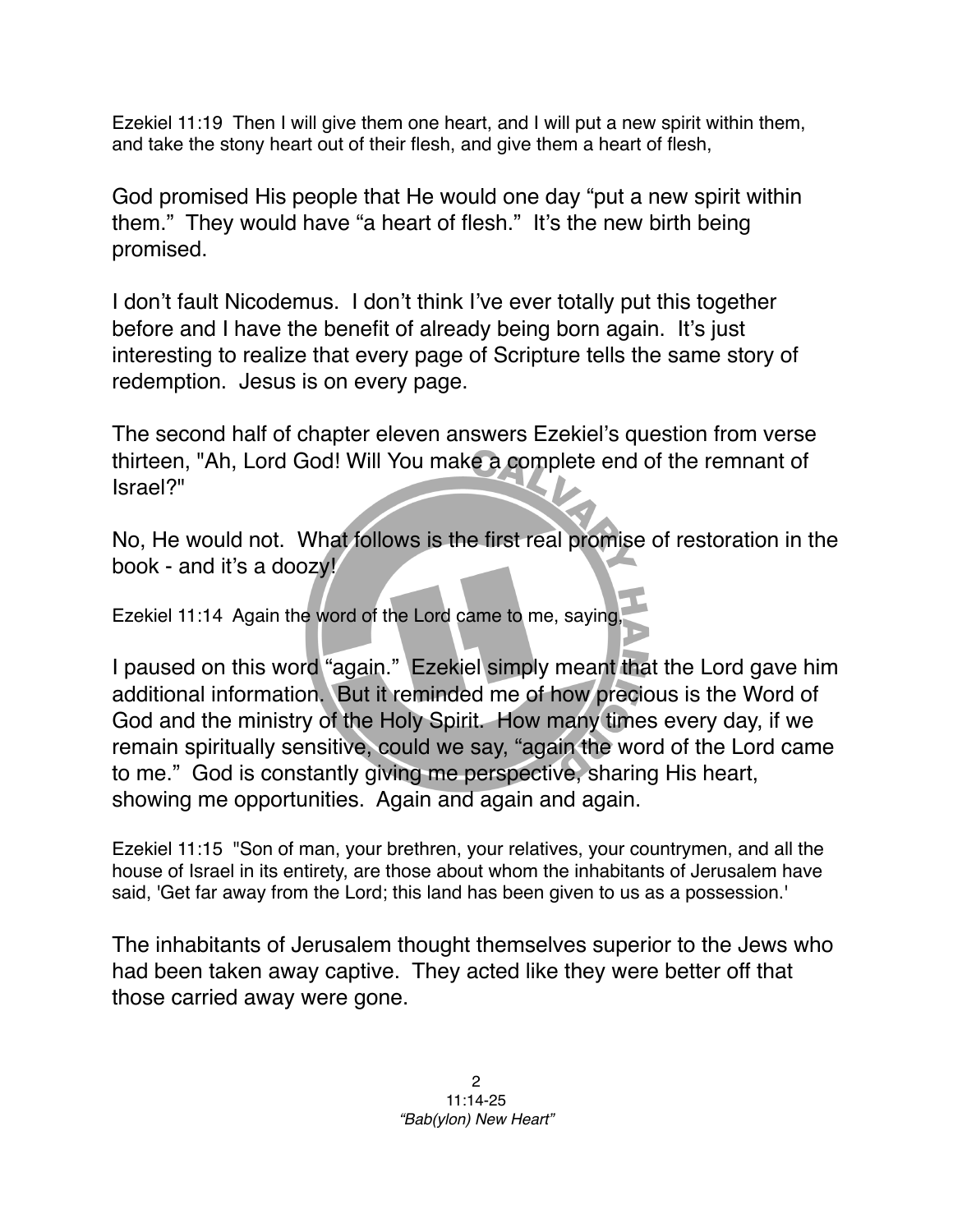Ezekiel 11:19 Then I will give them one heart, and I will put a new spirit within them, and take the stony heart out of their flesh, and give them a heart of flesh,

God promised His people that He would one day "put a new spirit within them." They would have "a heart of flesh." It's the new birth being promised.

I don't fault Nicodemus. I don't think I've ever totally put this together before and I have the benefit of already being born again. It's just interesting to realize that every page of Scripture tells the same story of redemption. Jesus is on every page.

The second half of chapter eleven answers Ezekiel's question from verse thirteen, "Ah, Lord God! Will You make a complete end of the remnant of Israel?"

No, He would not. What follows is the first real promise of restoration in the book - and it's a doozy!

Ezekiel 11:14 Again the word of the Lord came to me, saying,

I paused on this word "again." Ezekiel simply meant that the Lord gave him additional information. But it reminded me of how precious is the Word of God and the ministry of the Holy Spirit. How many times every day, if we remain spiritually sensitive, could we say, "again the word of the Lord came to me." God is constantly giving me perspective, sharing His heart, showing me opportunities. Again and again and again.

Ezekiel 11:15 "Son of man, your brethren, your relatives, your countrymen, and all the house of Israel in its entirety, are those about whom the inhabitants of Jerusalem have said, 'Get far away from the Lord; this land has been given to us as a possession.'

The inhabitants of Jerusalem thought themselves superior to the Jews who had been taken away captive. They acted like they were better off that those carried away were gone.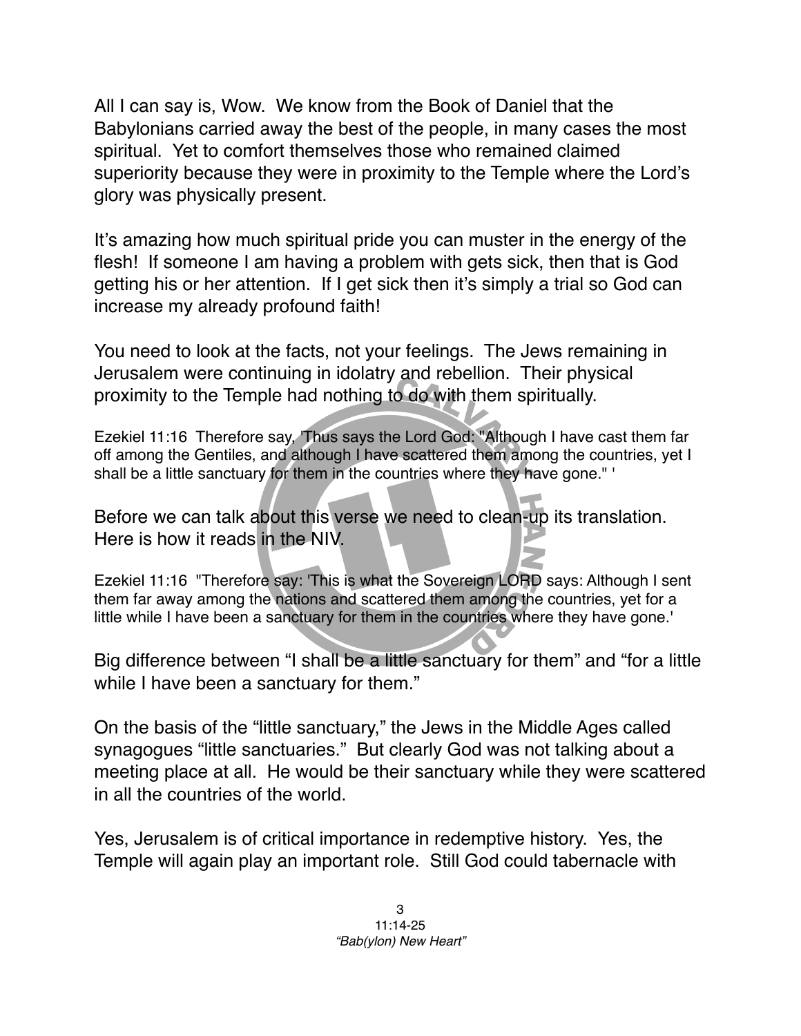All I can say is, Wow. We know from the Book of Daniel that the Babylonians carried away the best of the people, in many cases the most spiritual. Yet to comfort themselves those who remained claimed superiority because they were in proximity to the Temple where the Lord's glory was physically present.

It's amazing how much spiritual pride you can muster in the energy of the flesh! If someone I am having a problem with gets sick, then that is God getting his or her attention. If I get sick then it's simply a trial so God can increase my already profound faith!

You need to look at the facts, not your feelings. The Jews remaining in Jerusalem were continuing in idolatry and rebellion. Their physical proximity to the Temple had nothing to do with them spiritually.

Ezekiel 11:16 Therefore say, 'Thus says the Lord God: "Although I have cast them far off among the Gentiles, and although I have scattered them among the countries, yet I shall be a little sanctuary for them in the countries where they have gone." '

Before we can talk about this verse we need to clean-up its translation. Here is how it reads in the NIV.

Ezekiel 11:16 "Therefore say: 'This is what the Sovereign LORD says: Although I sent them far away among the nations and scattered them among the countries, yet for a little while I have been a sanctuary for them in the countries where they have gone.'

Big difference between "I shall be a little sanctuary for them" and "for a little while I have been a sanctuary for them."

On the basis of the "little sanctuary," the Jews in the Middle Ages called synagogues "little sanctuaries." But clearly God was not talking about a meeting place at all. He would be their sanctuary while they were scattered in all the countries of the world.

Yes, Jerusalem is of critical importance in redemptive history. Yes, the Temple will again play an important role. Still God could tabernacle with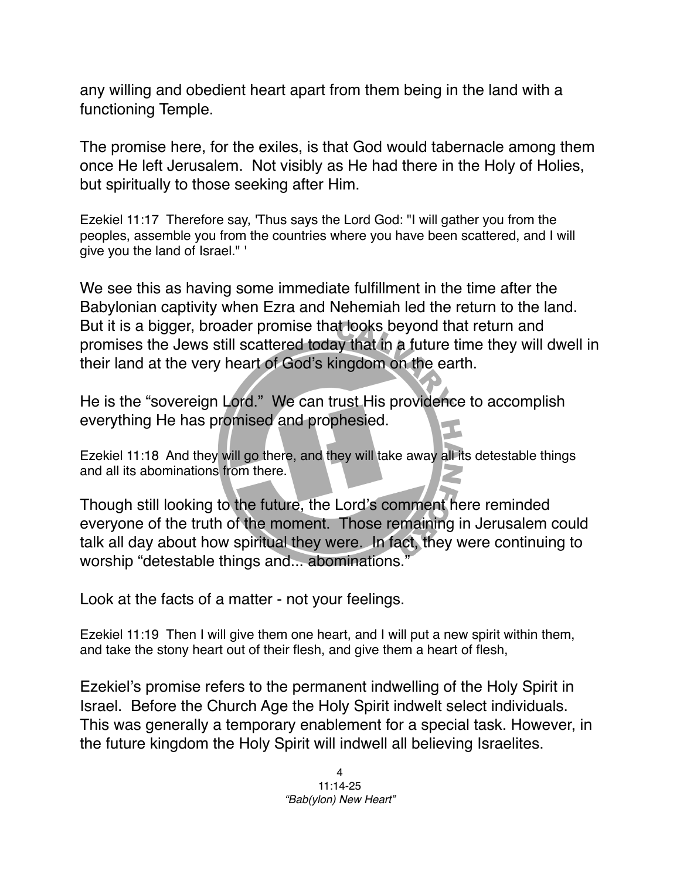any willing and obedient heart apart from them being in the land with a functioning Temple.

The promise here, for the exiles, is that God would tabernacle among them once He left Jerusalem. Not visibly as He had there in the Holy of Holies, but spiritually to those seeking after Him.

Ezekiel 11:17 Therefore say, 'Thus says the Lord God: "I will gather you from the peoples, assemble you from the countries where you have been scattered, and I will give you the land of Israel." '

We see this as having some immediate fulfillment in the time after the Babylonian captivity when Ezra and Nehemiah led the return to the land. But it is a bigger, broader promise that looks beyond that return and promises the Jews still scattered today that in a future time they will dwell in their land at the very heart of God's kingdom on the earth.

He is the "sovereign Lord." We can trust His providence to accomplish everything He has promised and prophesied.

Ezekiel 11:18 And they will go there, and they will take away all its detestable things and all its abominations from there.

Though still looking to the future, the Lord's comment here reminded everyone of the truth of the moment. Those remaining in Jerusalem could talk all day about how spiritual they were. In fact, they were continuing to worship "detestable things and... abominations."

Look at the facts of a matter - not your feelings.

Ezekiel 11:19 Then I will give them one heart, and I will put a new spirit within them, and take the stony heart out of their flesh, and give them a heart of flesh,

Ezekiel's promise refers to the permanent indwelling of the Holy Spirit in Israel. Before the Church Age the Holy Spirit indwelt select individuals. This was generally a temporary enablement for a special task. However, in the future kingdom the Holy Spirit will indwell all believing Israelites.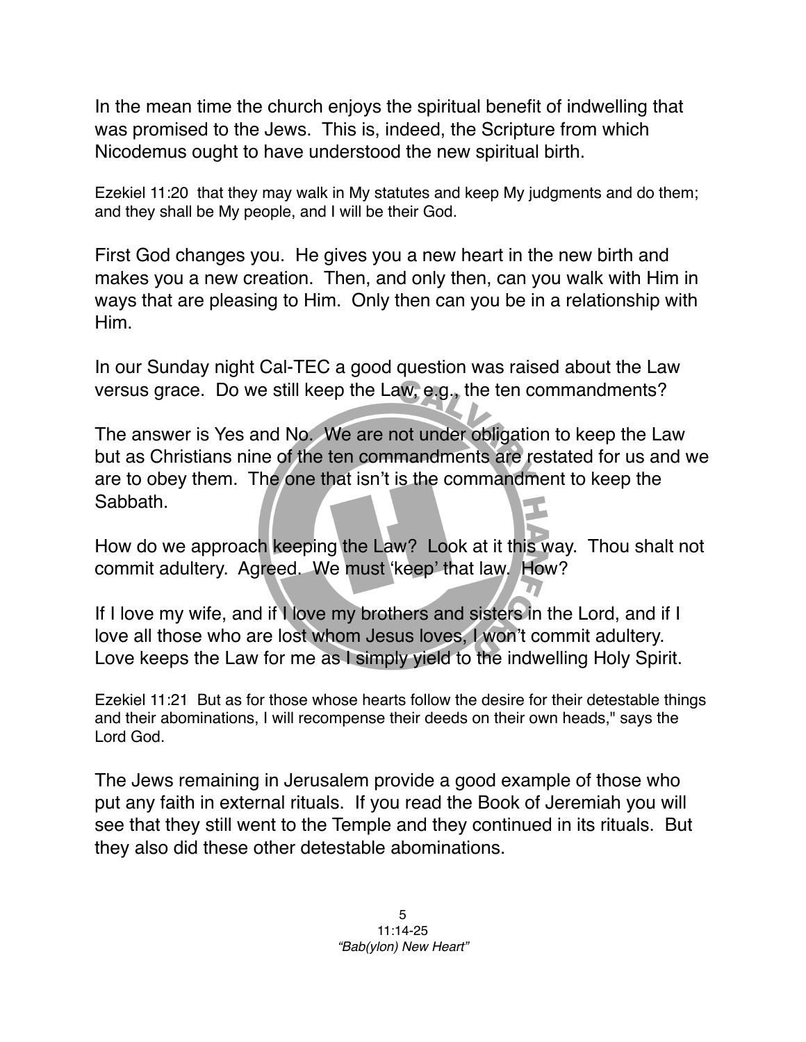In the mean time the church enjoys the spiritual benefit of indwelling that was promised to the Jews. This is, indeed, the Scripture from which Nicodemus ought to have understood the new spiritual birth.

Ezekiel 11:20 that they may walk in My statutes and keep My judgments and do them; and they shall be My people, and I will be their God.

First God changes you. He gives you a new heart in the new birth and makes you a new creation. Then, and only then, can you walk with Him in ways that are pleasing to Him. Only then can you be in a relationship with Him.

In our Sunday night Cal-TEC a good question was raised about the Law versus grace. Do we still keep the Law, e.g., the ten commandments?

The answer is Yes and No. We are not under obligation to keep the Law but as Christians nine of the ten commandments are restated for us and we are to obey them. The one that isn't is the commandment to keep the Sabbath.

How do we approach keeping the Law? Look at it this way. Thou shalt not commit adultery. Agreed. We must 'keep' that law. How?

If I love my wife, and if I love my brothers and sisters in the Lord, and if I love all those who are lost whom Jesus loves, I won't commit adultery. Love keeps the Law for me as I simply yield to the indwelling Holy Spirit.

Ezekiel 11:21 But as for those whose hearts follow the desire for their detestable things and their abominations, I will recompense their deeds on their own heads," says the Lord God.

The Jews remaining in Jerusalem provide a good example of those who put any faith in external rituals. If you read the Book of Jeremiah you will see that they still went to the Temple and they continued in its rituals. But they also did these other detestable abominations.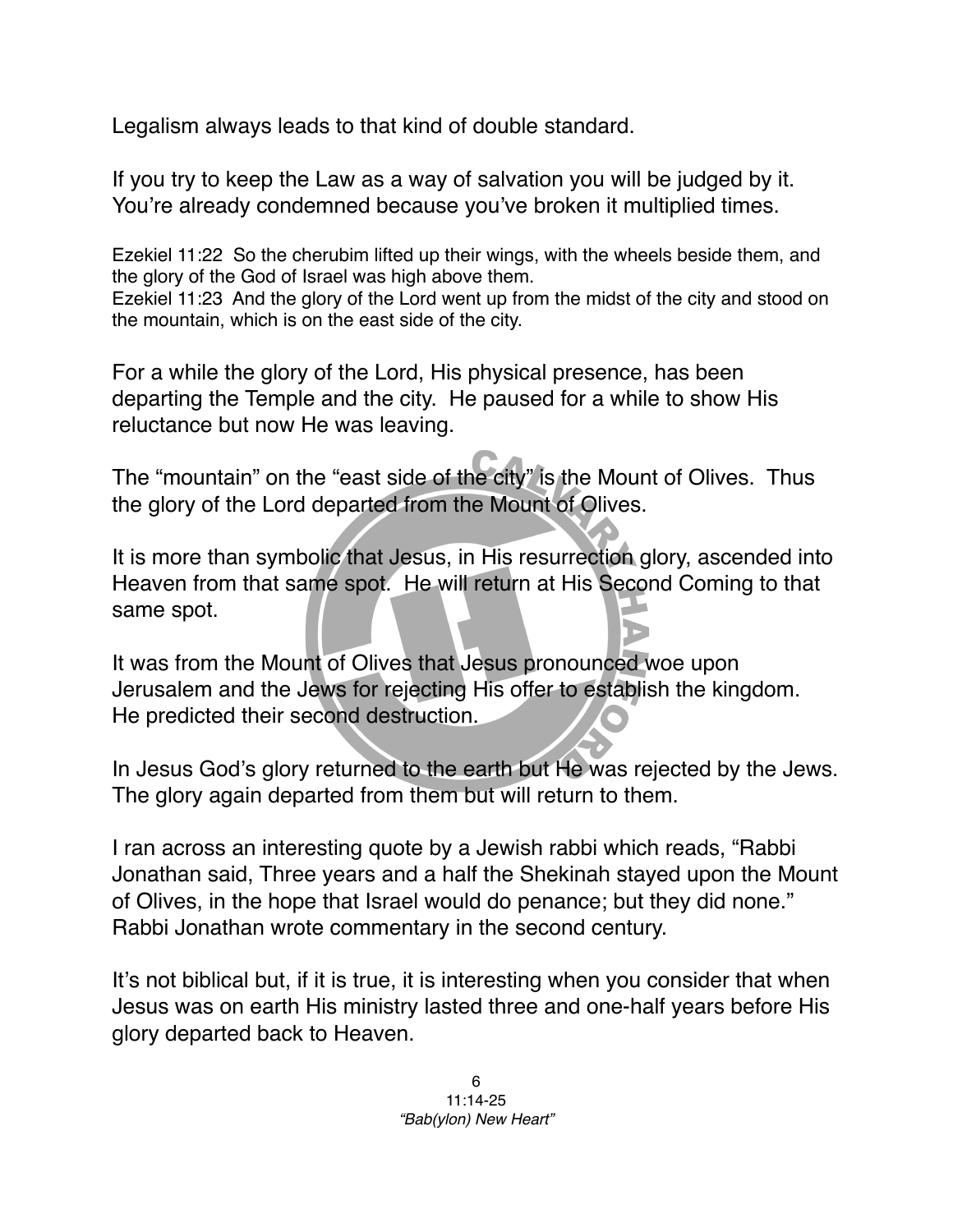Legalism always leads to that kind of double standard.

If you try to keep the Law as a way of salvation you will be judged by it. You're already condemned because you've broken it multiplied times.

Ezekiel 11:22 So the cherubim lifted up their wings, with the wheels beside them, and the glory of the God of Israel was high above them.
Ezekiel 11:23 And the glory of the Lord went up from the midst of the city and stood on the mountain, which is on the east side of the city.

For a while the glory of the Lord, His physical presence, has been departing the Temple and the city. He paused for a while to show His reluctance but now He was leaving.

The "mountain" on the "east side of the city" is the Mount of Olives. Thus the glory of the Lord departed from the Mount of Olives.

It is more than symbolic that Jesus, in His resurrection glory, ascended into Heaven from that same spot. He will return at His Second Coming to that same spot.

It was from the Mount of Olives that Jesus pronounced woe upon Jerusalem and the Jews for rejecting His offer to establish the kingdom. He predicted their second destruction.

In Jesus God's glory returned to the earth but He was rejected by the Jews. The glory again departed from them but will return to them.

I ran across an interesting quote by a Jewish rabbi which reads, "Rabbi Jonathan said, Three years and a half the Shekinah stayed upon the Mount of Olives, in the hope that Israel would do penance; but they did none." Rabbi Jonathan wrote commentary in the second century.

It's not biblical but, if it is true, it is interesting when you consider that when Jesus was on earth His ministry lasted three and one-half years before His glory departed back to Heaven.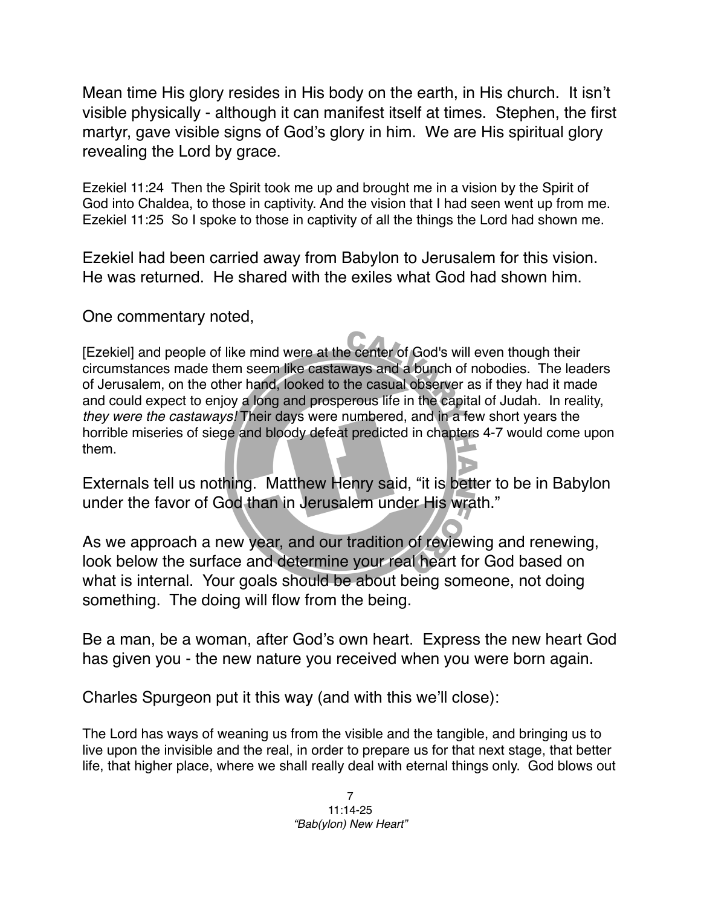Mean time His glory resides in His body on the earth, in His church. It isn't visible physically - although it can manifest itself at times. Stephen, the first martyr, gave visible signs of God's glory in him. We are His spiritual glory revealing the Lord by grace.

Ezekiel 11:24 Then the Spirit took me up and brought me in a vision by the Spirit of God into Chaldea, to those in captivity. And the vision that I had seen went up from me.
Ezekiel 11:25 So I spoke to those in captivity of all the things the Lord had shown me.

Ezekiel had been carried away from Babylon to Jerusalem for this vision. He was returned. He shared with the exiles what God had shown him.

One commentary noted,

[Ezekiel] and people of like mind were at the center of God's will even though their circumstances made them seem like castaways and a bunch of nobodies. The leaders of Jerusalem, on the other hand, looked to the casual observer as if they had it made and could expect to enjoy a long and prosperous life in the capital of Judah. In reality, *they were the castaways!* Their days were numbered, and in a few short years the horrible miseries of siege and bloody defeat predicted in chapters 4-7 would come upon them.

Externals tell us nothing. Matthew Henry said, "it is better to be in Babylon under the favor of God than in Jerusalem under His wrath."

As we approach a new year, and our tradition of reviewing and renewing, look below the surface and determine your real heart for God based on what is internal. Your goals should be about being someone, not doing something. The doing will flow from the being.

Be a man, be a woman, after God's own heart. Express the new heart God has given you - the new nature you received when you were born again.

Charles Spurgeon put it this way (and with this we'll close):

The Lord has ways of weaning us from the visible and the tangible, and bringing us to live upon the invisible and the real, in order to prepare us for that next stage, that better life, that higher place, where we shall really deal with eternal things only. God blows out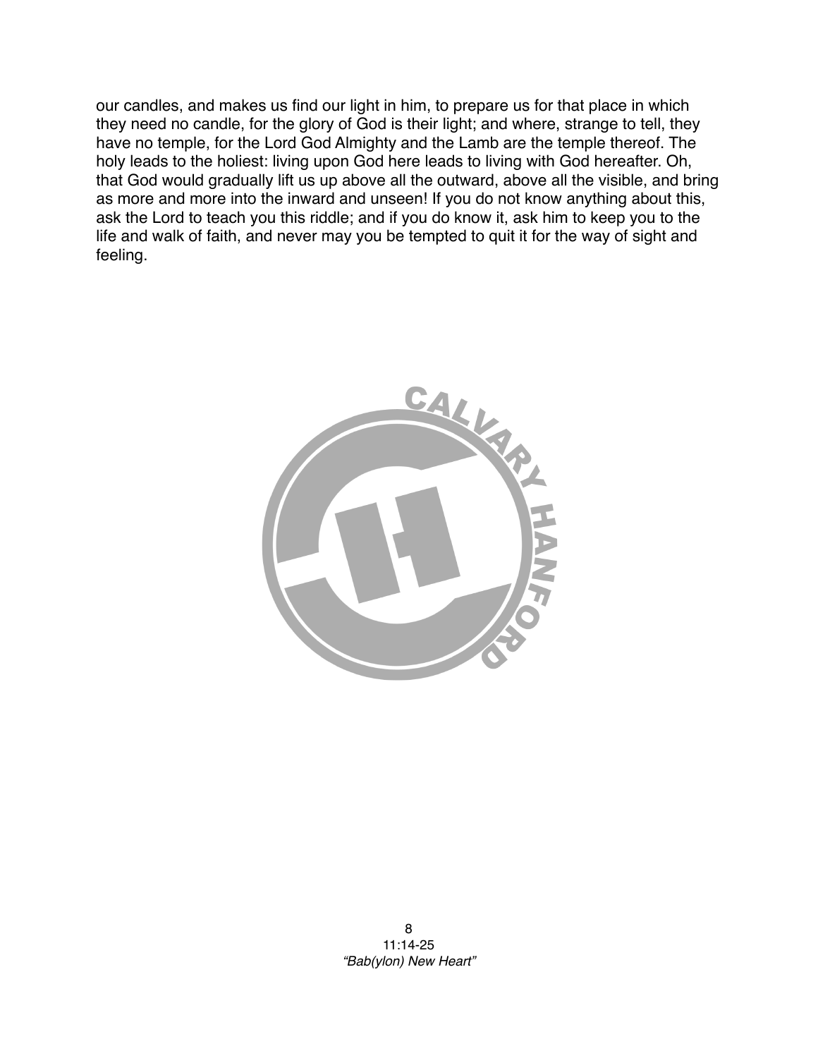our candles, and makes us find our light in him, to prepare us for that place in which they need no candle, for the glory of God is their light; and where, strange to tell, they have no temple, for the Lord God Almighty and the Lamb are the temple thereof. The holy leads to the holiest: living upon God here leads to living with God hereafter. Oh, that God would gradually lift us up above all the outward, above all the visible, and bring as more and more into the inward and unseen! If you do not know anything about this, ask the Lord to teach you this riddle; and if you do know it, ask him to keep you to the life and walk of faith, and never may you be tempted to quit it for the way of sight and feeling.